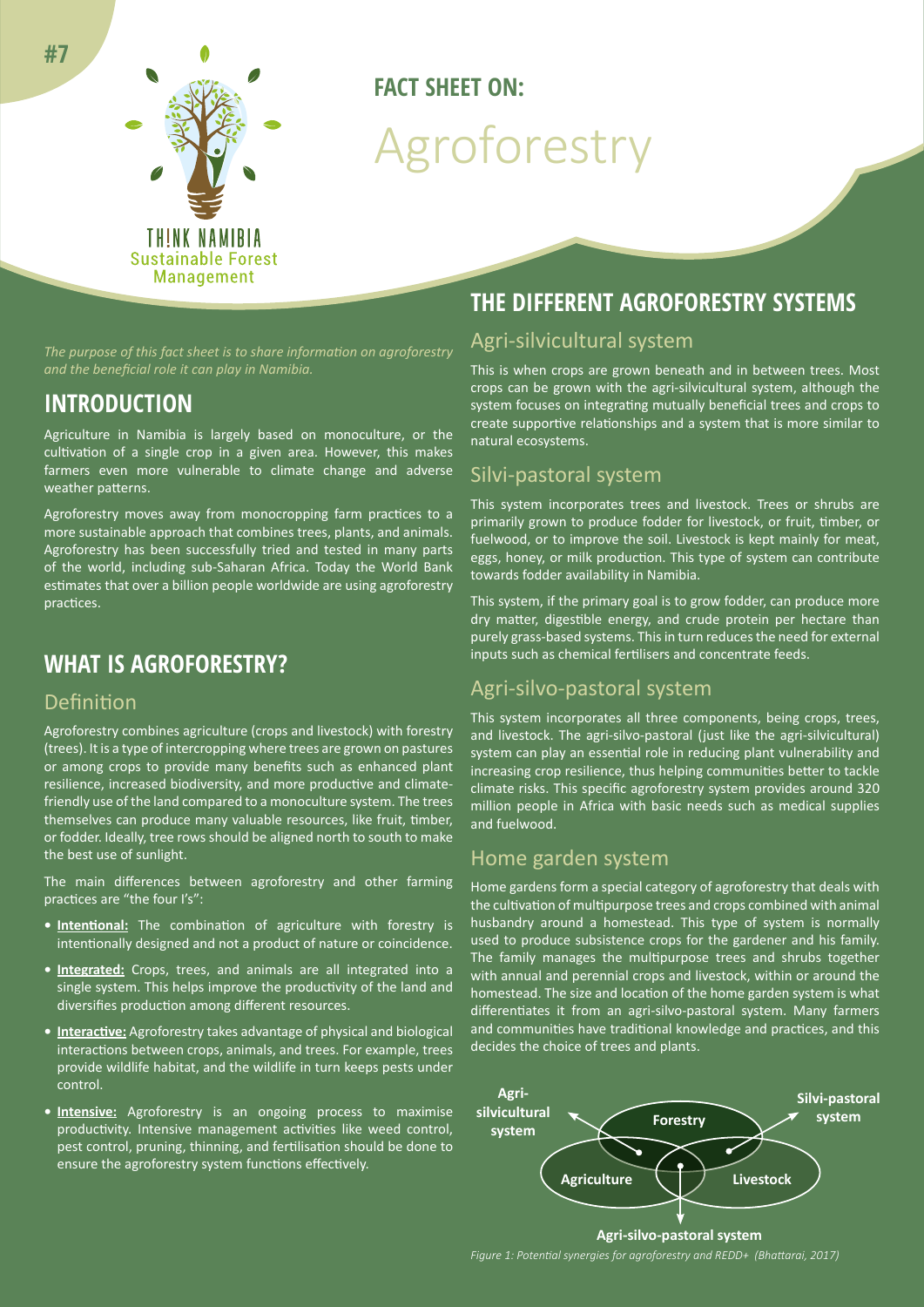#7

THINK NAMIBIA
Sustainable Forest Management

# FACT SHEET ON: Agroforestry

*The purpose of this fact sheet is to share information on agroforestry and the beneficial role it can play in Namibia.*

## INTRODUCTION

Agriculture in Namibia is largely based on monoculture, or the cultivation of a single crop in a given area. However, this makes farmers even more vulnerable to climate change and adverse weather patterns.

Agroforestry moves away from monocropping farm practices to a more sustainable approach that combines trees, plants, and animals. Agroforestry has been successfully tried and tested in many parts of the world, including sub-Saharan Africa. Today the World Bank estimates that over a billion people worldwide are using agroforestry practices.

## WHAT IS AGROFORESTRY?

### Definition

Agroforestry combines agriculture (crops and livestock) with forestry (trees). It is a type of intercropping where trees are grown on pastures or among crops to provide many benefits such as enhanced plant resilience, increased biodiversity, and more productive and climate-friendly use of the land compared to a monoculture system. The trees themselves can produce many valuable resources, like fruit, timber, or fodder. Ideally, tree rows should be aligned north to south to make the best use of sunlight.

The main differences between agroforestry and other farming practices are "the four I's":

- **Intentional:** The combination of agriculture with forestry is intentionally designed and not a product of nature or coincidence.
- **Integrated:** Crops, trees, and animals are all integrated into a single system. This helps improve the productivity of the land and diversifies production among different resources.
- **Interactive:** Agroforestry takes advantage of physical and biological interactions between crops, animals, and trees. For example, trees provide wildlife habitat, and the wildlife in turn keeps pests under control.
- **Intensive:** Agroforestry is an ongoing process to maximise productivity. Intensive management activities like weed control, pest control, pruning, thinning, and fertilisation should be done to ensure the agroforestry system functions effectively.

## THE DIFFERENT AGROFORESTRY SYSTEMS

### Agri-silvicultural system

This is when crops are grown beneath and in between trees. Most crops can be grown with the agri-silvicultural system, although the system focuses on integrating mutually beneficial trees and crops to create supportive relationships and a system that is more similar to natural ecosystems.

### Silvi-pastoral system

This system incorporates trees and livestock. Trees or shrubs are primarily grown to produce fodder for livestock, or fruit, timber, or fuelwood, or to improve the soil. Livestock is kept mainly for meat, eggs, honey, or milk production. This type of system can contribute towards fodder availability in Namibia.

This system, if the primary goal is to grow fodder, can produce more dry matter, digestible energy, and crude protein per hectare than purely grass-based systems. This in turn reduces the need for external inputs such as chemical fertilisers and concentrate feeds.

### Agri-silvo-pastoral system

This system incorporates all three components, being crops, trees, and livestock. The agri-silvo-pastoral (just like the agri-silvicultural) system can play an essential role in reducing plant vulnerability and increasing crop resilience, thus helping communities better to tackle climate risks. This specific agroforestry system provides around 320 million people in Africa with basic needs such as medical supplies and fuelwood.

### Home garden system

Home gardens form a special category of agroforestry that deals with the cultivation of multipurpose trees and crops combined with animal husbandry around a homestead. This type of system is normally used to produce subsistence crops for the gardener and his family. The family manages the multipurpose trees and shrubs together with annual and perennial crops and livestock, within or around the homestead. The size and location of the home garden system is what differentiates it from an agri-silvo-pastoral system. Many farmers and communities have traditional knowledge and practices, and this decides the choice of trees and plants.

Agri-silvicultural system | Forestry | Silvi-pastoral system | Agriculture | Livestock | Agri-silvo-pastoral system

*Figure 1: Potential synergies for agroforestry and REDD+ (Bhattarai, 2017)*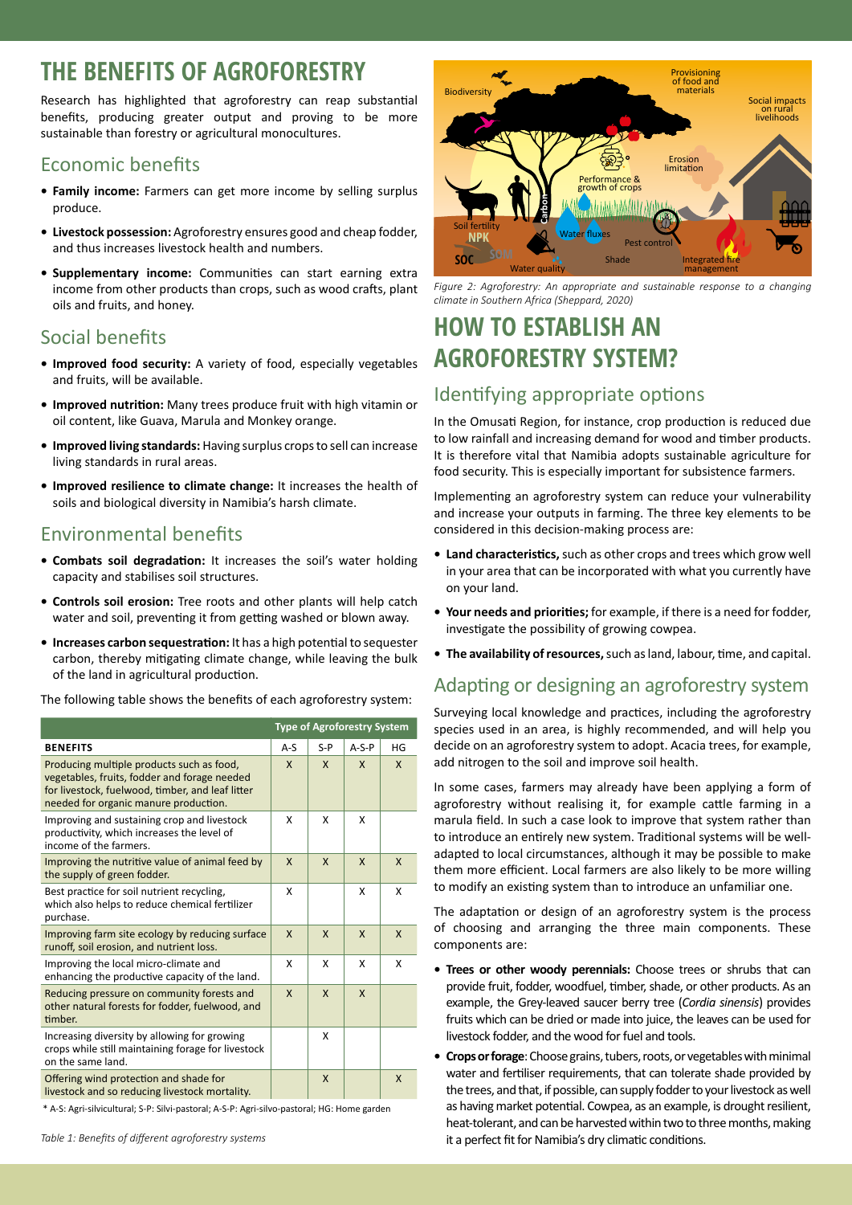# THE BENEFITS OF AGROFORESTRY

Research has highlighted that agroforestry can reap substantial benefits, producing greater output and proving to be more sustainable than forestry or agricultural monocultures.

## Economic benefits

- **Family income:** Farmers can get more income by selling surplus produce.
- **Livestock possession:** Agroforestry ensures good and cheap fodder, and thus increases livestock health and numbers.
- **Supplementary income:** Communities can start earning extra income from other products than crops, such as wood crafts, plant oils and fruits, and honey.

## Social benefits

- **Improved food security:** A variety of food, especially vegetables and fruits, will be available.
- **Improved nutrition:** Many trees produce fruit with high vitamin or oil content, like Guava, Marula and Monkey orange.
- **Improved living standards:** Having surplus crops to sell can increase living standards in rural areas.
- **Improved resilience to climate change:** It increases the health of soils and biological diversity in Namibia's harsh climate.

## Environmental benefits

- **Combats soil degradation:** It increases the soil's water holding capacity and stabilises soil structures.
- **Controls soil erosion:** Tree roots and other plants will help catch water and soil, preventing it from getting washed or blown away.
- **Increases carbon sequestration:** It has a high potential to sequester carbon, thereby mitigating climate change, while leaving the bulk of the land in agricultural production.

The following table shows the benefits of each agroforestry system:

| | Type of Agroforestry System | | | |
|---|---|---|---|---|
| **BENEFITS** | A-S | S-P | A-S-P | HG |
| Producing multiple products such as food, vegetables, fruits, fodder and forage needed for livestock, fuelwood, timber, and leaf litter needed for organic manure production. | X | X | X | X |
| Improving and sustaining crop and livestock productivity, which increases the level of income of the farmers. | X | X | X | |
| Improving the nutritive value of animal feed by the supply of green fodder. | X | X | X | X |
| Best practice for soil nutrient recycling, which also helps to reduce chemical fertilizer purchase. | X | | X | X |
| Improving farm site ecology by reducing surface runoff, soil erosion, and nutrient loss. | X | X | X | X |
| Improving the local micro-climate and enhancing the productive capacity of the land. | X | X | X | X |
| Reducing pressure on community forests and other natural forests for fodder, fuelwood, and timber. | X | X | X | |
| Increasing diversity by allowing for growing crops while still maintaining forage for livestock on the same land. | | X | | |
| Offering wind protection and shade for livestock and so reducing livestock mortality. | | X | | X |

\* A-S: Agri-silvicultural; S-P: Silvi-pastoral; A-S-P: Agri-silvo-pastoral; HG: Home garden

*Table 1: Benefits of different agroforestry systems*

*Figure 2: Agroforestry: An appropriate and sustainable response to a changing climate in Southern Africa (Sheppard, 2020)*

# HOW TO ESTABLISH AN AGROFORESTRY SYSTEM?

## Identifying appropriate options

In the Omusati Region, for instance, crop production is reduced due to low rainfall and increasing demand for wood and timber products. It is therefore vital that Namibia adopts sustainable agriculture for food security. This is especially important for subsistence farmers.

Implementing an agroforestry system can reduce your vulnerability and increase your outputs in farming. The three key elements to be considered in this decision-making process are:

- **Land characteristics,** such as other crops and trees which grow well in your area that can be incorporated with what you currently have on your land.
- **Your needs and priorities;** for example, if there is a need for fodder, investigate the possibility of growing cowpea.
- **The availability of resources,** such as land, labour, time, and capital.

## Adapting or designing an agroforestry system

Surveying local knowledge and practices, including the agroforestry species used in an area, is highly recommended, and will help you decide on an agroforestry system to adopt. Acacia trees, for example, add nitrogen to the soil and improve soil health.

In some cases, farmers may already have been applying a form of agroforestry without realising it, for example cattle farming in a marula field. In such a case look to improve that system rather than to introduce an entirely new system. Traditional systems will be well-adapted to local circumstances, although it may be possible to make them more efficient. Local farmers are also likely to be more willing to modify an existing system than to introduce an unfamiliar one.

The adaptation or design of an agroforestry system is the process of choosing and arranging the three main components. These components are:

- **Trees or other woody perennials:** Choose trees or shrubs that can provide fruit, fodder, woodfuel, timber, shade, or other products. As an example, the Grey-leaved saucer berry tree (*Cordia sinensis*) provides fruits which can be dried or made into juice, the leaves can be used for livestock fodder, and the wood for fuel and tools.
- **Crops or forage**: Choose grains, tubers, roots, or vegetables with minimal water and fertiliser requirements, that can tolerate shade provided by the trees, and that, if possible, can supply fodder to your livestock as well as having market potential. Cowpea, as an example, is drought resilient, heat-tolerant, and can be harvested within two to three months, making it a perfect fit for Namibia's dry climatic conditions.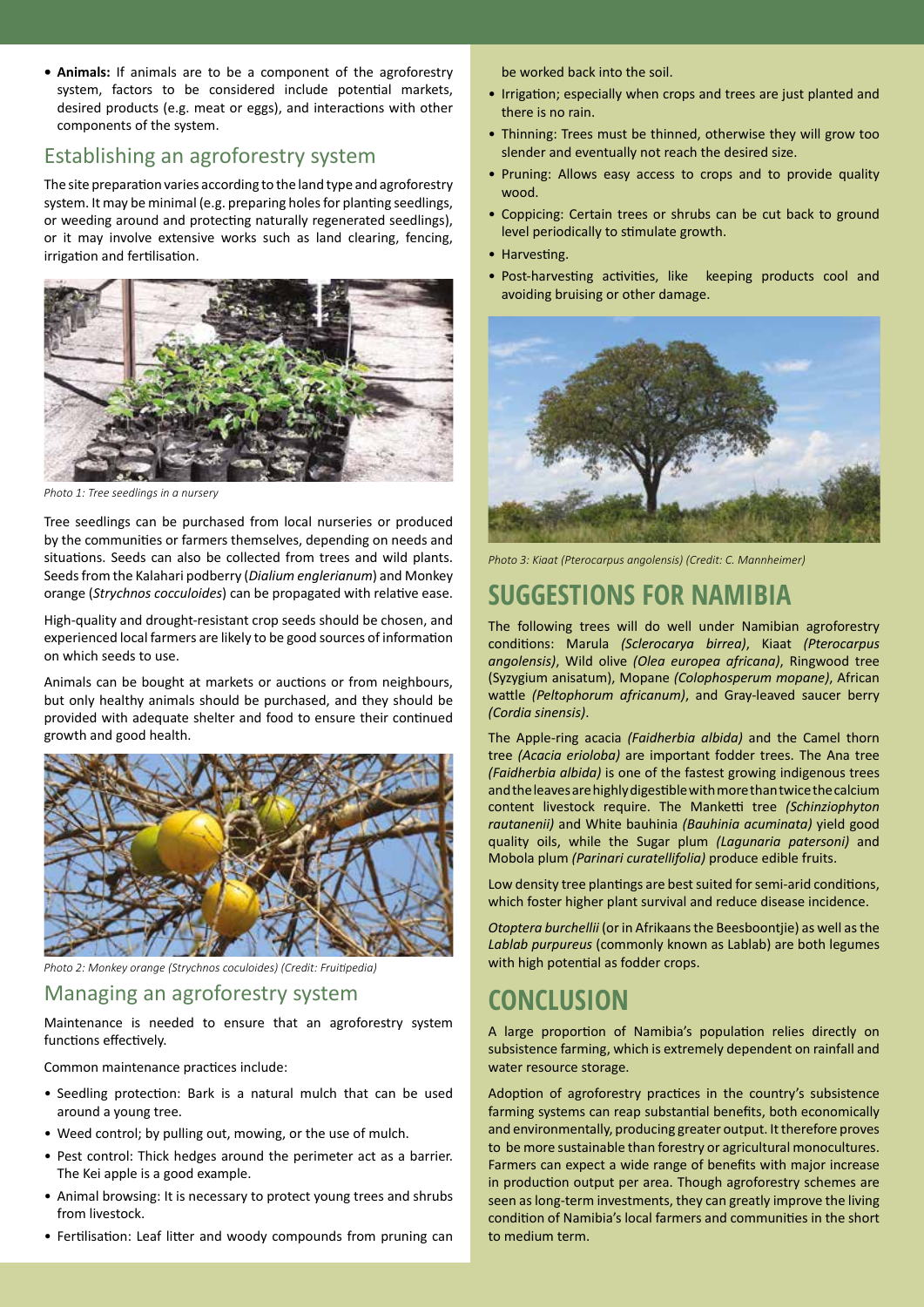- **Animals:** If animals are to be a component of the agroforestry system, factors to be considered include potential markets, desired products (e.g. meat or eggs), and interactions with other components of the system.

## Establishing an agroforestry system

The site preparation varies according to the land type and agroforestry system. It may be minimal (e.g. preparing holes for planting seedlings, or weeding around and protecting naturally regenerated seedlings), or it may involve extensive works such as land clearing, fencing, irrigation and fertilisation.

*Photo 1: Tree seedlings in a nursery*

Tree seedlings can be purchased from local nurseries or produced by the communities or farmers themselves, depending on needs and situations. Seeds can also be collected from trees and wild plants. Seeds from the Kalahari podberry (*Dialium englerianum*) and Monkey orange (*Strychnos cocculoides*) can be propagated with relative ease.

High-quality and drought-resistant crop seeds should be chosen, and experienced local farmers are likely to be good sources of information on which seeds to use.

Animals can be bought at markets or auctions or from neighbours, but only healthy animals should be purchased, and they should be provided with adequate shelter and food to ensure their continued growth and good health.

*Photo 2: Monkey orange (Strychnos coculoides) (Credit: Fruitipedia)*

## Managing an agroforestry system

Maintenance is needed to ensure that an agroforestry system functions effectively.

Common maintenance practices include:

- Seedling protection: Bark is a natural mulch that can be used around a young tree.
- Weed control; by pulling out, mowing, or the use of mulch.
- Pest control: Thick hedges around the perimeter act as a barrier. The Kei apple is a good example.
- Animal browsing: It is necessary to protect young trees and shrubs from livestock.
- Fertilisation: Leaf litter and woody compounds from pruning can be worked back into the soil.
- Irrigation; especially when crops and trees are just planted and there is no rain.
- Thinning: Trees must be thinned, otherwise they will grow too slender and eventually not reach the desired size.
- Pruning: Allows easy access to crops and to provide quality wood.
- Coppicing: Certain trees or shrubs can be cut back to ground level periodically to stimulate growth.
- Harvesting.
- Post-harvesting activities, like keeping products cool and avoiding bruising or other damage.

*Photo 3: Kiaat (Pterocarpus angolensis) (Credit: C. Mannheimer)*

# SUGGESTIONS FOR NAMIBIA

The following trees will do well under Namibian agroforestry conditions: Marula *(Sclerocarya birrea)*, Kiaat *(Pterocarpus angolensis)*, Wild olive *(Olea europea africana)*, Ringwood tree (Syzygium anisatum), Mopane *(Colophosperum mopane)*, African wattle *(Peltophorum africanum)*, and Gray-leaved saucer berry *(Cordia sinensis)*.

The Apple-ring acacia *(Faidherbia albida)* and the Camel thorn tree *(Acacia erioloba)* are important fodder trees. The Ana tree *(Faidherbia albida)* is one of the fastest growing indigenous trees and the leaves are highly digestible with more than twice the calcium content livestock require. The Manketti tree *(Schinziophyton rautanenii)* and White bauhinia *(Bauhinia acuminata)* yield good quality oils, while the Sugar plum *(Lagunaria patersoni)* and Mobola plum *(Parinari curatellifolia)* produce edible fruits.

Low density tree plantings are best suited for semi-arid conditions, which foster higher plant survival and reduce disease incidence.

*Otoptera burchellii* (or in Afrikaans the Beesboontjie) as well as the *Lablab purpureus* (commonly known as Lablab) are both legumes with high potential as fodder crops.

# CONCLUSION

A large proportion of Namibia's population relies directly on subsistence farming, which is extremely dependent on rainfall and water resource storage.

Adoption of agroforestry practices in the country's subsistence farming systems can reap substantial benefits, both economically and environmentally, producing greater output. It therefore proves to be more sustainable than forestry or agricultural monocultures. Farmers can expect a wide range of benefits with major increase in production output per area. Though agroforestry schemes are seen as long-term investments, they can greatly improve the living condition of Namibia's local farmers and communities in the short to medium term.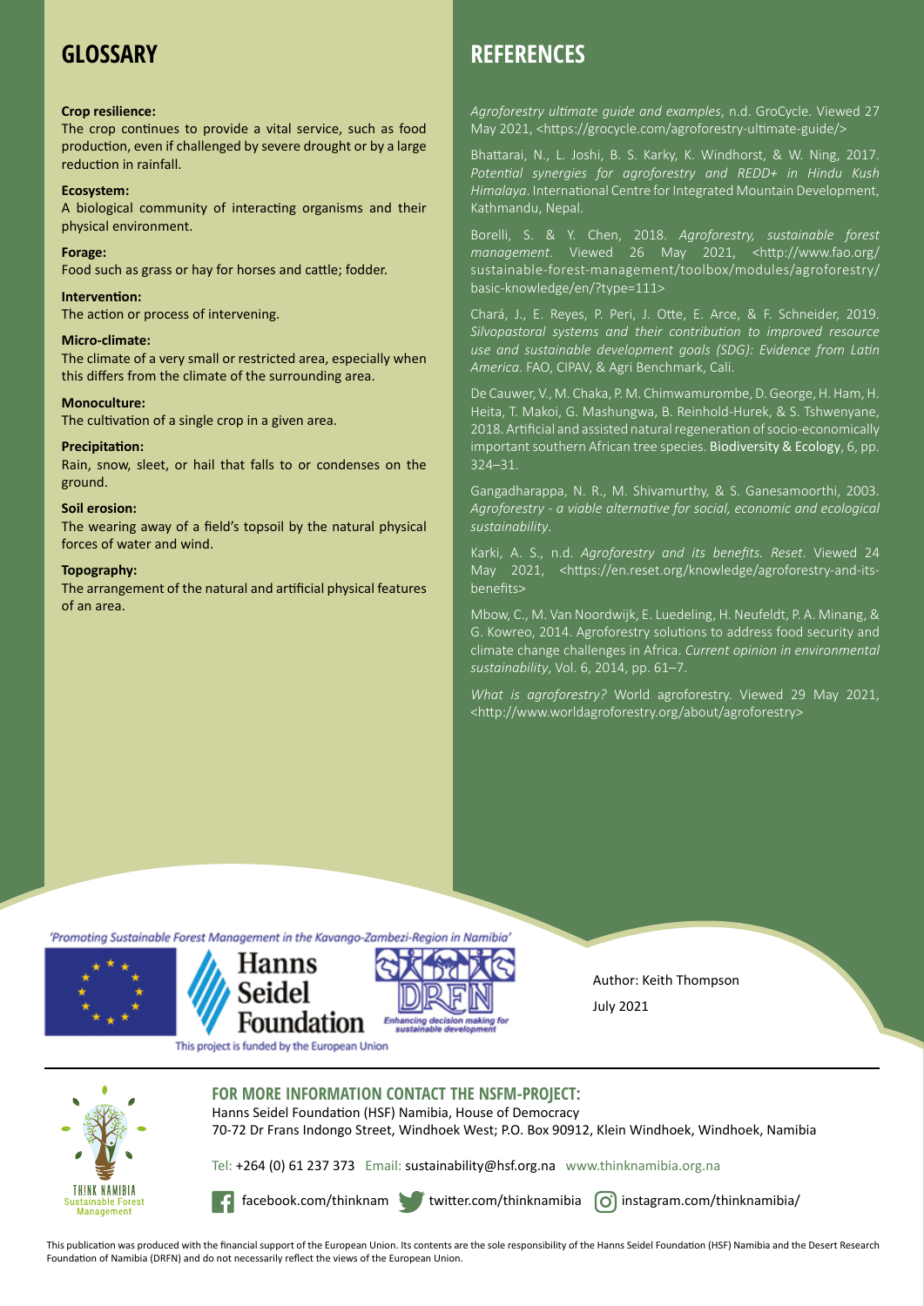## GLOSSARY

**Crop resilience:**
The crop continues to provide a vital service, such as food production, even if challenged by severe drought or by a large reduction in rainfall.

**Ecosystem:**
A biological community of interacting organisms and their physical environment.

**Forage:**
Food such as grass or hay for horses and cattle; fodder.

**Intervention:**
The action or process of intervening.

**Micro-climate:**
The climate of a very small or restricted area, especially when this differs from the climate of the surrounding area.

**Monoculture:**
The cultivation of a single crop in a given area.

**Precipitation:**
Rain, snow, sleet, or hail that falls to or condenses on the ground.

**Soil erosion:**
The wearing away of a field's topsoil by the natural physical forces of water and wind.

**Topography:**
The arrangement of the natural and artificial physical features of an area.

## REFERENCES

*Agroforestry ultimate guide and examples*, n.d. GroCycle. Viewed 27 May 2021, <https://grocycle.com/agroforestry-ultimate-guide/>

Bhattarai, N., L. Joshi, B. S. Karky, K. Windhorst, & W. Ning, 2017. *Potential synergies for agroforestry and REDD+ in Hindu Kush Himalaya*. International Centre for Integrated Mountain Development, Kathmandu, Nepal.

Borelli, S. & Y. Chen, 2018. *Agroforestry, sustainable forest management*. Viewed 26 May 2021, <http://www.fao.org/sustainable-forest-management/toolbox/modules/agroforestry/basic-knowledge/en/?type=111>

Chará, J., E. Reyes, P. Peri, J. Otte, E. Arce, & F. Schneider, 2019. *Silvopastoral systems and their contribution to improved resource use and sustainable development goals (SDG): Evidence from Latin America*. FAO, CIPAV, & Agri Benchmark, Cali.

De Cauwer, V., M. Chaka, P. M. Chimwamurombe, D. George, H. Ham, H. Heita, T. Makoi, G. Mashungwa, B. Reinhold-Hurek, & S. Tshwenyane, 2018. Artificial and assisted natural regeneration of socio-economically important southern African tree species. Biodiversity & Ecology, 6, pp. 324–31.

Gangadharappa, N. R., M. Shivamurthy, & S. Ganesamoorthi, 2003. *Agroforestry - a viable alternative for social, economic and ecological sustainability*.

Karki, A. S., n.d. *Agroforestry and its benefits. Reset*. Viewed 24 May 2021, <https://en.reset.org/knowledge/agroforestry-and-its-benefits>

Mbow, C., M. Van Noordwijk, E. Luedeling, H. Neufeldt, P. A. Minang, & G. Kowreo, 2014. Agroforestry solutions to address food security and climate change challenges in Africa. *Current opinion in environmental sustainability*, Vol. 6, 2014, pp. 61–7.

*What is agroforestry?* World agroforestry. Viewed 29 May 2021, <http://www.worldagroforestry.org/about/agroforestry>

*'Promoting Sustainable Forest Management in the Kavango-Zambezi-Region in Namibia'*

Hanns Seidel Foundation

DRFN – Enhancing decision making for sustainable development

This project is funded by the European Union

Author: Keith Thompson

July 2021

**FOR MORE INFORMATION CONTACT THE NSFM-PROJECT:**
Hanns Seidel Foundation (HSF) Namibia, House of Democracy
70-72 Dr Frans Indongo Street, Windhoek West; P.O. Box 90912, Klein Windhoek, Windhoek, Namibia

Tel: +264 (0) 61 237 373 Email: sustainability@hsf.org.na www.thinknamibia.org.na

facebook.com/thinknam twitter.com/thinknamibia instagram.com/thinknamibia/

THINK NAMIBIA Sustainable Forest Management

This publication was produced with the financial support of the European Union. Its contents are the sole responsibility of the Hanns Seidel Foundation (HSF) Namibia and the Desert Research Foundation of Namibia (DRFN) and do not necessarily reflect the views of the European Union.